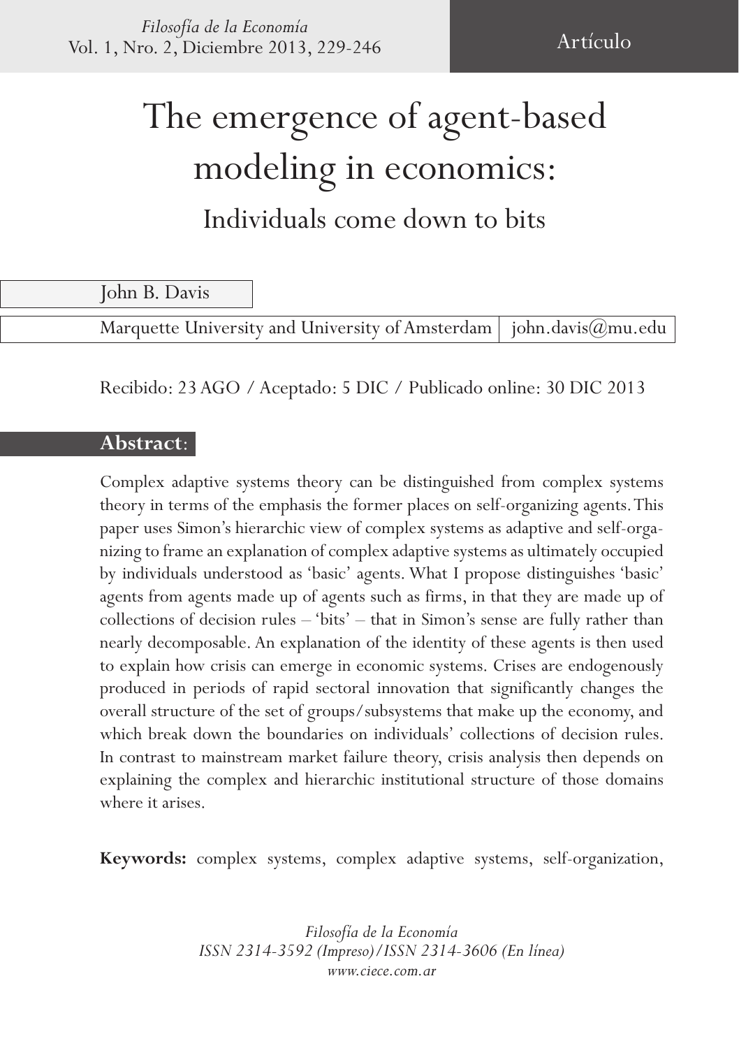Artículo

# The emergence of agent-based modeling in economics:

## Individuals come down to bits

John B. Davis

Marquette University and University of Amsterdam | john.davis@mu.edu

Recibido: 23 AGO / Aceptado: 5 DIC / Publicado online: 30 DIC 2013

**Abstract**:

Complex adaptive systems theory can be distinguished from complex systems theory in terms of the emphasis the former places on self-organizing agents. This paper uses Simon's hierarchic view of complex systems as adaptive and self-organizing to frame an explanation of complex adaptive systems as ultimately occupied by individuals understood as 'basic' agents. What I propose distinguishes 'basic' agents from agents made up of agents such as firms, in that they are made up of collections of decision rules – 'bits' – that in Simon's sense are fully rather than nearly decomposable. An explanation of the identity of these agents is then used to explain how crisis can emerge in economic systems. Crises are endogenously produced in periods of rapid sectoral innovation that significantly changes the overall structure of the set of groups/subsystems that make up the economy, and which break down the boundaries on individuals' collections of decision rules. In contrast to mainstream market failure theory, crisis analysis then depends on explaining the complex and hierarchic institutional structure of those domains where it arises.

**Keywords:** complex systems, complex adaptive systems, self-organization,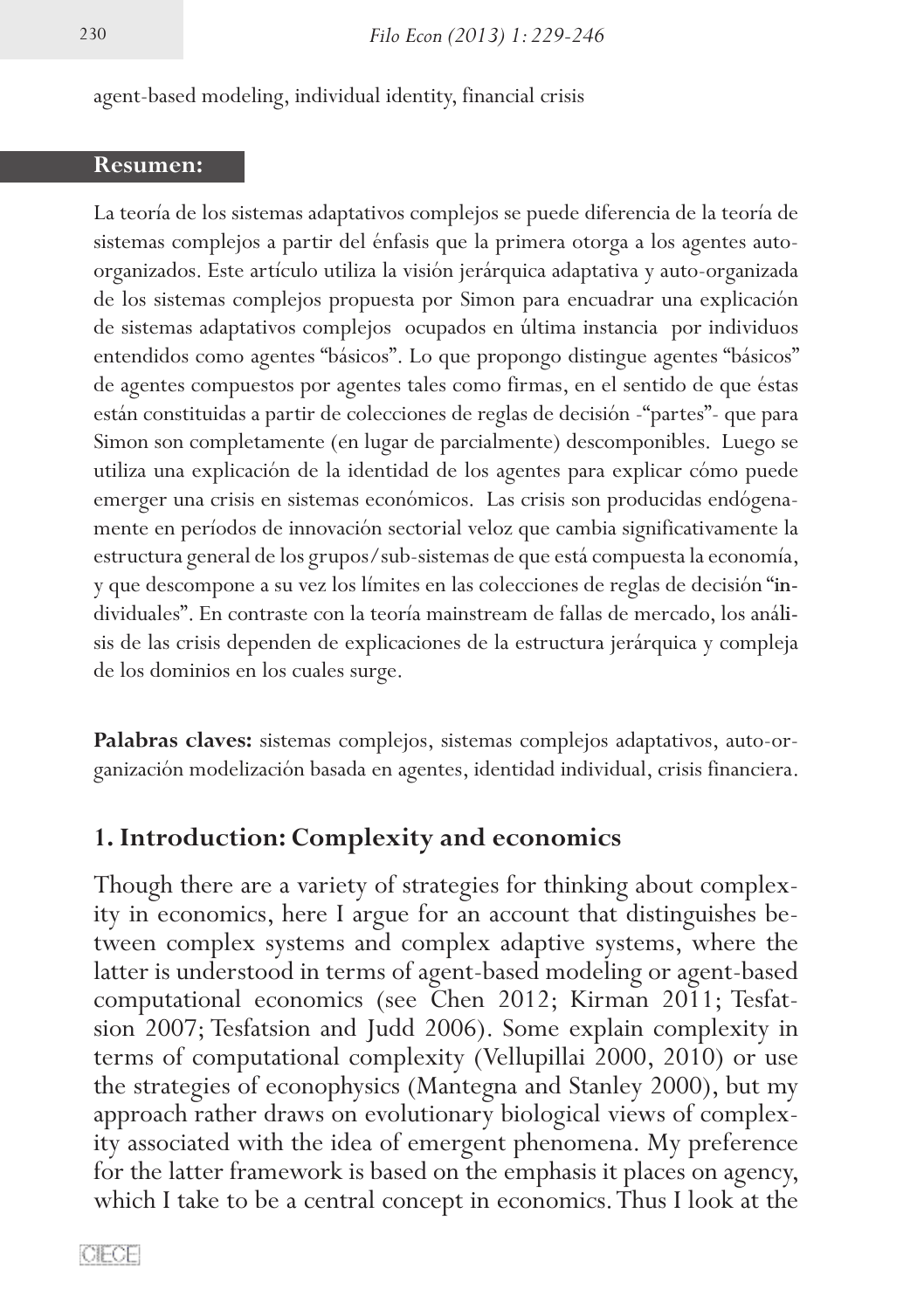agent-based modeling, individual identity, financial crisis

**Resumen:**

La teoría de los sistemas adaptativos complejos se puede diferencia de la teoría de sistemas complejos a partir del énfasis que la primera otorga a los agentes auto-organizados. Este artículo utiliza la visión jerárquica adaptativa y auto-organizada de los sistemas complejos propuesta por Simon para encuadrar una explicación de sistemas adaptativos complejos ocupados en última instancia por individuos entendidos como agentes "básicos". Lo que propongo distingue agentes "básicos" de agentes compuestos por agentes tales como firmas, en el sentido de que éstas están constituidas a partir de colecciones de reglas de decisión -"partes"- que para Simon son completamente (en lugar de parcialmente) descomponibles. Luego se utiliza una explicación de la identidad de los agentes para explicar cómo puede emerger una crisis en sistemas económicos. Las crisis son producidas endógenamente en períodos de innovación sectorial veloz que cambia significativamente la estructura general de los grupos/sub-sistemas de que está compuesta la economía, y que descompone a su vez los límites en las colecciones de reglas de decisión "individuales". En contraste con la teoría mainstream de fallas de mercado, los análisis de las crisis dependen de explicaciones de la estructura jerárquica y compleja de los dominios en los cuales surge.

**Palabras claves:** sistemas complejos, sistemas complejos adaptativos, auto-organización modelización basada en agentes, identidad individual, crisis financiera.

## 1. Introduction: Complexity and economics

Though there are a variety of strategies for thinking about complexity in economics, here I argue for an account that distinguishes between complex systems and complex adaptive systems, where the latter is understood in terms of agent-based modeling or agent-based computational economics (see Chen 2012; Kirman 2011; Tesfatsion 2007; Tesfatsion and Judd 2006). Some explain complexity in terms of computational complexity (Vellupillai 2000, 2010) or use the strategies of econophysics (Mantegna and Stanley 2000), but my approach rather draws on evolutionary biological views of complexity associated with the idea of emergent phenomena. My preference for the latter framework is based on the emphasis it places on agency, which I take to be a central concept in economics. Thus I look at the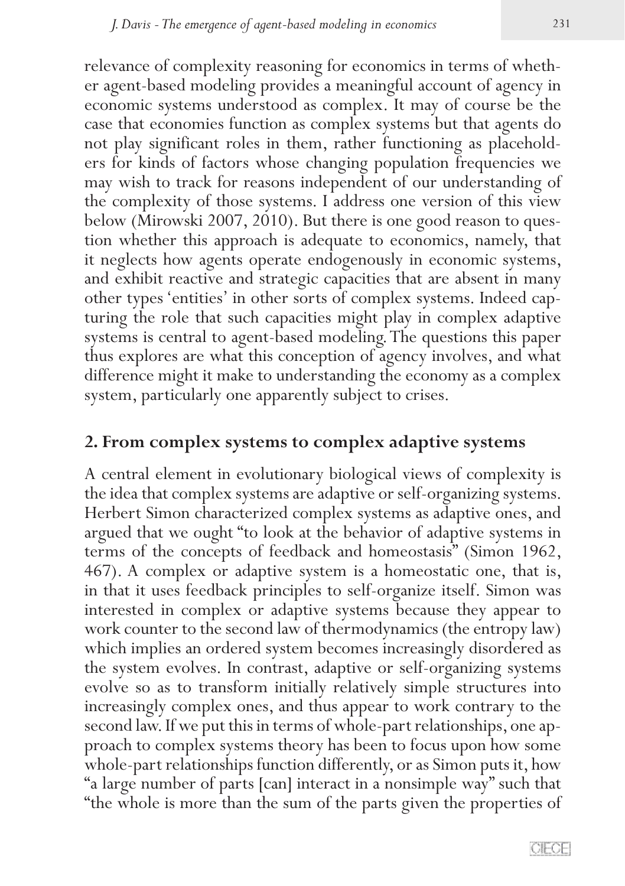relevance of complexity reasoning for economics in terms of whether agent-based modeling provides a meaningful account of agency in economic systems understood as complex. It may of course be the case that economies function as complex systems but that agents do not play significant roles in them, rather functioning as placeholders for kinds of factors whose changing population frequencies we may wish to track for reasons independent of our understanding of the complexity of those systems. I address one version of this view below (Mirowski 2007, 2010). But there is one good reason to question whether this approach is adequate to economics, namely, that it neglects how agents operate endogenously in economic systems, and exhibit reactive and strategic capacities that are absent in many other types 'entities' in other sorts of complex systems. Indeed capturing the role that such capacities might play in complex adaptive systems is central to agent-based modeling. The questions this paper thus explores are what this conception of agency involves, and what difference might it make to understanding the economy as a complex system, particularly one apparently subject to crises.

## 2. From complex systems to complex adaptive systems

A central element in evolutionary biological views of complexity is the idea that complex systems are adaptive or self-organizing systems. Herbert Simon characterized complex systems as adaptive ones, and argued that we ought "to look at the behavior of adaptive systems in terms of the concepts of feedback and homeostasis" (Simon 1962, 467). A complex or adaptive system is a homeostatic one, that is, in that it uses feedback principles to self-organize itself. Simon was interested in complex or adaptive systems because they appear to work counter to the second law of thermodynamics (the entropy law) which implies an ordered system becomes increasingly disordered as the system evolves. In contrast, adaptive or self-organizing systems evolve so as to transform initially relatively simple structures into increasingly complex ones, and thus appear to work contrary to the second law. If we put this in terms of whole-part relationships, one approach to complex systems theory has been to focus upon how some whole-part relationships function differently, or as Simon puts it, how "a large number of parts [can] interact in a nonsimple way" such that "the whole is more than the sum of the parts given the properties of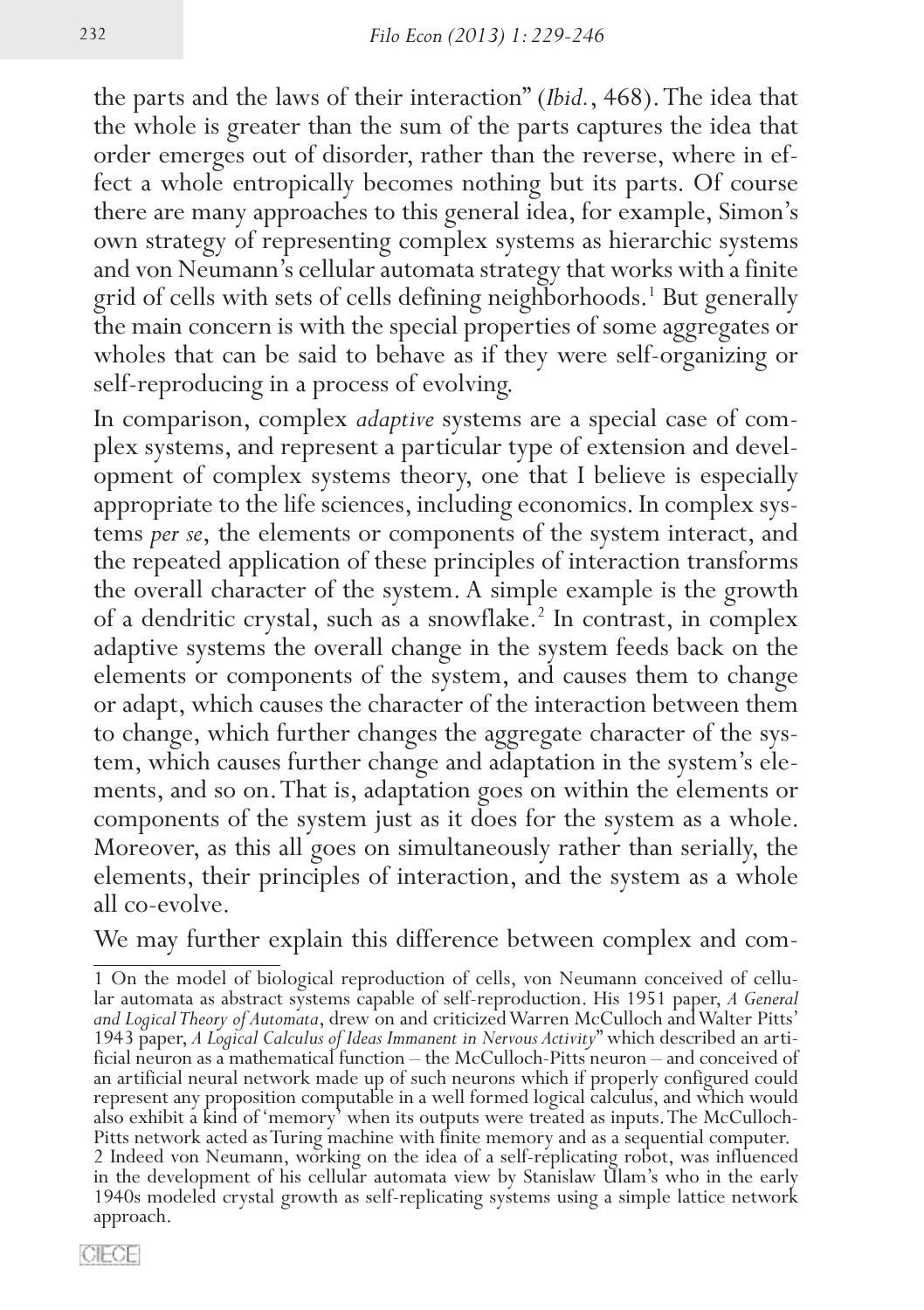the parts and the laws of their interaction" (*Ibid.*, 468). The idea that the whole is greater than the sum of the parts captures the idea that order emerges out of disorder, rather than the reverse, where in effect a whole entropically becomes nothing but its parts. Of course there are many approaches to this general idea, for example, Simon's own strategy of representing complex systems as hierarchic systems and von Neumann's cellular automata strategy that works with a finite grid of cells with sets of cells defining neighborhoods.[1] But generally the main concern is with the special properties of some aggregates or wholes that can be said to behave as if they were self-organizing or self-reproducing in a process of evolving.

In comparison, complex *adaptive* systems are a special case of complex systems, and represent a particular type of extension and development of complex systems theory, one that I believe is especially appropriate to the life sciences, including economics. In complex systems *per se*, the elements or components of the system interact, and the repeated application of these principles of interaction transforms the overall character of the system. A simple example is the growth of a dendritic crystal, such as a snowflake.[2] In contrast, in complex adaptive systems the overall change in the system feeds back on the elements or components of the system, and causes them to change or adapt, which causes the character of the interaction between them to change, which further changes the aggregate character of the system, which causes further change and adaptation in the system's elements, and so on. That is, adaptation goes on within the elements or components of the system just as it does for the system as a whole. Moreover, as this all goes on simultaneously rather than serially, the elements, their principles of interaction, and the system as a whole all co-evolve.

We may further explain this difference between complex and com-

---

1 On the model of biological reproduction of cells, von Neumann conceived of cellular automata as abstract systems capable of self-reproduction. His 1951 paper, *A General and Logical Theory of Automata*, drew on and criticized Warren McCulloch and Walter Pitts' 1943 paper, *A Logical Calculus of Ideas Immanent in Nervous Activity*" which described an artificial neuron as a mathematical function – the McCulloch-Pitts neuron – and conceived of an artificial neural network made up of such neurons which if properly configured could represent any proposition computable in a well formed logical calculus, and which would also exhibit a kind of 'memory' when its outputs were treated as inputs. The McCulloch-Pitts network acted as Turing machine with finite memory and as a sequential computer.

2 Indeed von Neumann, working on the idea of a self-replicating robot, was influenced in the development of his cellular automata view by Stanislaw Ulam's who in the early 1940s modeled crystal growth as self-replicating systems using a simple lattice network approach.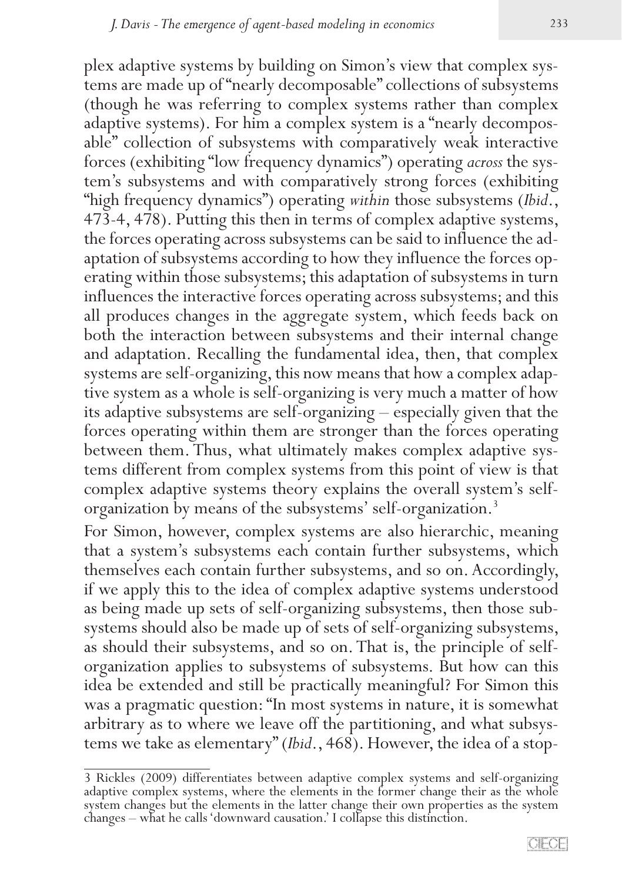plex adaptive systems by building on Simon's view that complex systems are made up of "nearly decomposable" collections of subsystems (though he was referring to complex systems rather than complex adaptive systems). For him a complex system is a "nearly decomposable" collection of subsystems with comparatively weak interactive forces (exhibiting "low frequency dynamics") operating *across* the system's subsystems and with comparatively strong forces (exhibiting "high frequency dynamics") operating *within* those subsystems (*Ibid*., 473-4, 478). Putting this then in terms of complex adaptive systems, the forces operating across subsystems can be said to influence the adaptation of subsystems according to how they influence the forces operating within those subsystems; this adaptation of subsystems in turn influences the interactive forces operating across subsystems; and this all produces changes in the aggregate system, which feeds back on both the interaction between subsystems and their internal change and adaptation. Recalling the fundamental idea, then, that complex systems are self-organizing, this now means that how a complex adaptive system as a whole is self-organizing is very much a matter of how its adaptive subsystems are self-organizing – especially given that the forces operating within them are stronger than the forces operating between them. Thus, what ultimately makes complex adaptive systems different from complex systems from this point of view is that complex adaptive systems theory explains the overall system's self-organization by means of the subsystems' self-organization.[3]

For Simon, however, complex systems are also hierarchic, meaning that a system's subsystems each contain further subsystems, which themselves each contain further subsystems, and so on. Accordingly, if we apply this to the idea of complex adaptive systems understood as being made up sets of self-organizing subsystems, then those subsystems should also be made up of sets of self-organizing subsystems, as should their subsystems, and so on. That is, the principle of self-organization applies to subsystems of subsystems. But how can this idea be extended and still be practically meaningful? For Simon this was a pragmatic question: "In most systems in nature, it is somewhat arbitrary as to where we leave off the partitioning, and what subsystems we take as elementary" (*Ibid*., 468). However, the idea of a stop-

3 Rickles (2009) differentiates between adaptive complex systems and self-organizing adaptive complex systems, where the elements in the former change their as the whole system changes but the elements in the latter change their own properties as the system changes – what he calls 'downward causation.' I collapse this distinction.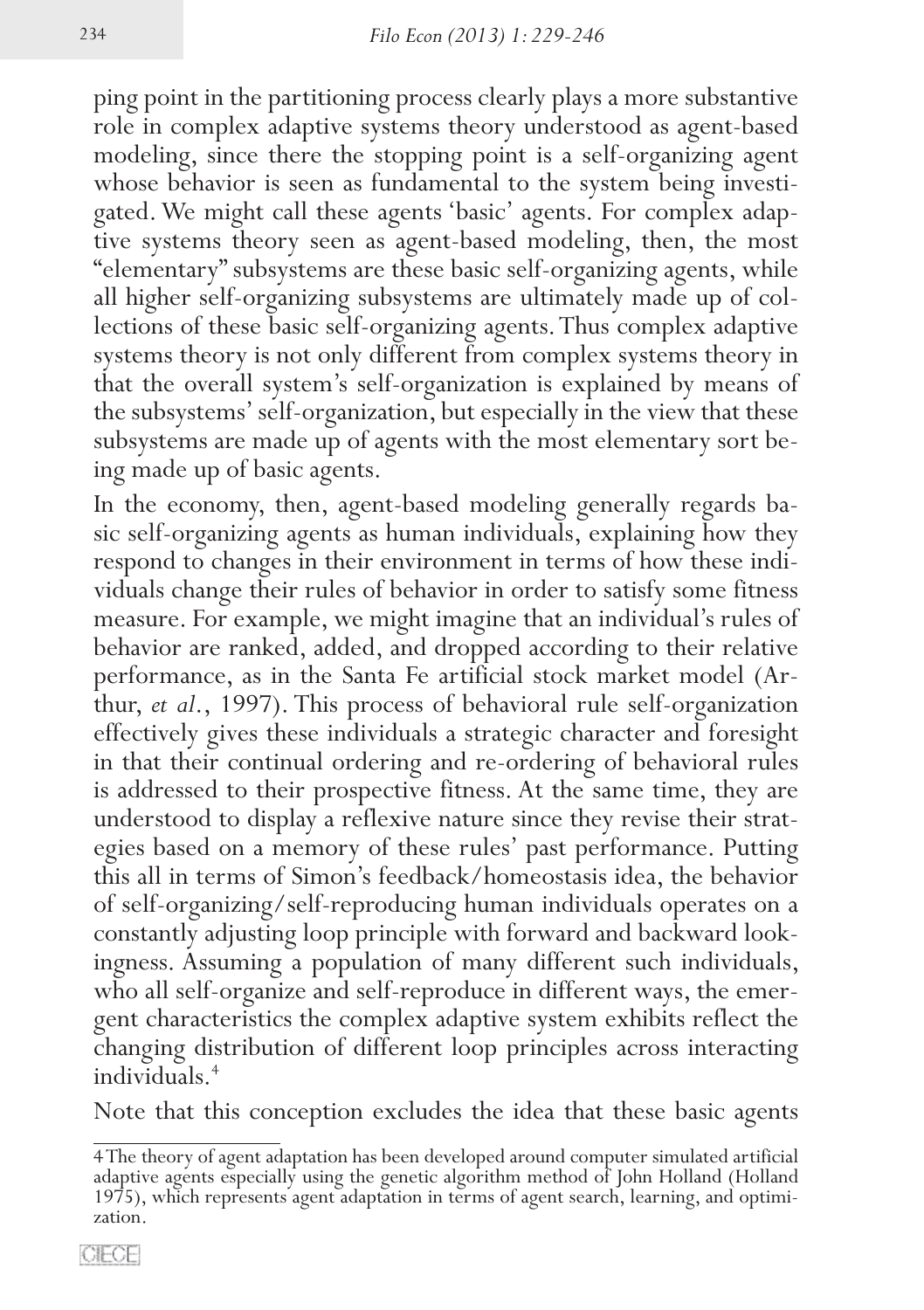ping point in the partitioning process clearly plays a more substantive role in complex adaptive systems theory understood as agent-based modeling, since there the stopping point is a self-organizing agent whose behavior is seen as fundamental to the system being investigated. We might call these agents 'basic' agents. For complex adaptive systems theory seen as agent-based modeling, then, the most "elementary" subsystems are these basic self-organizing agents, while all higher self-organizing subsystems are ultimately made up of collections of these basic self-organizing agents. Thus complex adaptive systems theory is not only different from complex systems theory in that the overall system's self-organization is explained by means of the subsystems' self-organization, but especially in the view that these subsystems are made up of agents with the most elementary sort being made up of basic agents.

In the economy, then, agent-based modeling generally regards basic self-organizing agents as human individuals, explaining how they respond to changes in their environment in terms of how these individuals change their rules of behavior in order to satisfy some fitness measure. For example, we might imagine that an individual's rules of behavior are ranked, added, and dropped according to their relative performance, as in the Santa Fe artificial stock market model (Arthur, *et al.*, 1997). This process of behavioral rule self-organization effectively gives these individuals a strategic character and foresight in that their continual ordering and re-ordering of behavioral rules is addressed to their prospective fitness. At the same time, they are understood to display a reflexive nature since they revise their strategies based on a memory of these rules' past performance. Putting this all in terms of Simon's feedback/homeostasis idea, the behavior of self-organizing/self-reproducing human individuals operates on a constantly adjusting loop principle with forward and backward lookingness. Assuming a population of many different such individuals, who all self-organize and self-reproduce in different ways, the emergent characteristics the complex adaptive system exhibits reflect the changing distribution of different loop principles across interacting individuals.[4]

Note that this conception excludes the idea that these basic agents

---

4 The theory of agent adaptation has been developed around computer simulated artificial adaptive agents especially using the genetic algorithm method of John Holland (Holland 1975), which represents agent adaptation in terms of agent search, learning, and optimization.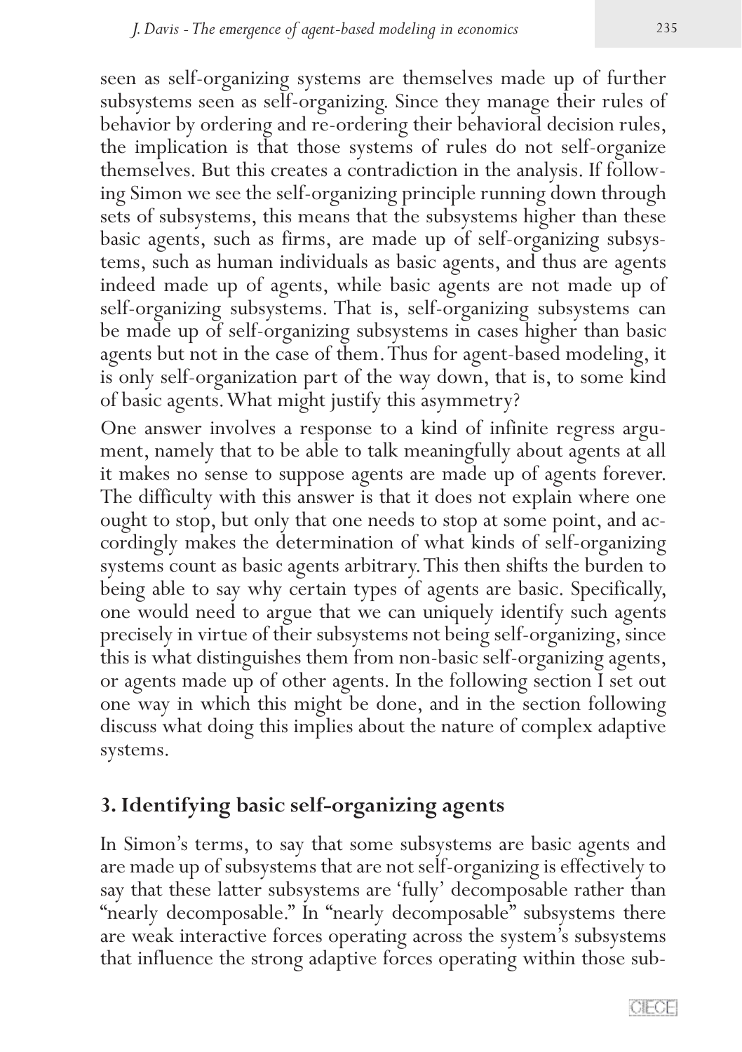seen as self-organizing systems are themselves made up of further subsystems seen as self-organizing. Since they manage their rules of behavior by ordering and re-ordering their behavioral decision rules, the implication is that those systems of rules do not self-organize themselves. But this creates a contradiction in the analysis. If following Simon we see the self-organizing principle running down through sets of subsystems, this means that the subsystems higher than these basic agents, such as firms, are made up of self-organizing subsystems, such as human individuals as basic agents, and thus are agents indeed made up of agents, while basic agents are not made up of self-organizing subsystems. That is, self-organizing subsystems can be made up of self-organizing subsystems in cases higher than basic agents but not in the case of them. Thus for agent-based modeling, it is only self-organization part of the way down, that is, to some kind of basic agents. What might justify this asymmetry?

One answer involves a response to a kind of infinite regress argument, namely that to be able to talk meaningfully about agents at all it makes no sense to suppose agents are made up of agents forever. The difficulty with this answer is that it does not explain where one ought to stop, but only that one needs to stop at some point, and accordingly makes the determination of what kinds of self-organizing systems count as basic agents arbitrary. This then shifts the burden to being able to say why certain types of agents are basic. Specifically, one would need to argue that we can uniquely identify such agents precisely in virtue of their subsystems not being self-organizing, since this is what distinguishes them from non-basic self-organizing agents, or agents made up of other agents. In the following section I set out one way in which this might be done, and in the section following discuss what doing this implies about the nature of complex adaptive systems.

## 3. Identifying basic self-organizing agents

In Simon's terms, to say that some subsystems are basic agents and are made up of subsystems that are not self-organizing is effectively to say that these latter subsystems are 'fully' decomposable rather than "nearly decomposable." In "nearly decomposable" subsystems there are weak interactive forces operating across the system's subsystems that influence the strong adaptive forces operating within those sub-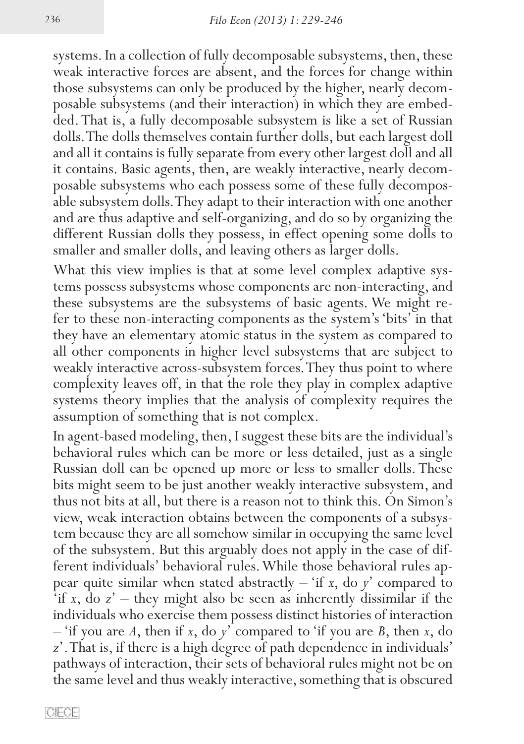systems. In a collection of fully decomposable subsystems, then, these weak interactive forces are absent, and the forces for change within those subsystems can only be produced by the higher, nearly decomposable subsystems (and their interaction) in which they are embedded. That is, a fully decomposable subsystem is like a set of Russian dolls. The dolls themselves contain further dolls, but each largest doll and all it contains is fully separate from every other largest doll and all it contains. Basic agents, then, are weakly interactive, nearly decomposable subsystems who each possess some of these fully decomposable subsystem dolls. They adapt to their interaction with one another and are thus adaptive and self-organizing, and do so by organizing the different Russian dolls they possess, in effect opening some dolls to smaller and smaller dolls, and leaving others as larger dolls.

What this view implies is that at some level complex adaptive systems possess subsystems whose components are non-interacting, and these subsystems are the subsystems of basic agents. We might refer to these non-interacting components as the system's 'bits' in that they have an elementary atomic status in the system as compared to all other components in higher level subsystems that are subject to weakly interactive across-subsystem forces. They thus point to where complexity leaves off, in that the role they play in complex adaptive systems theory implies that the analysis of complexity requires the assumption of something that is not complex.

In agent-based modeling, then, I suggest these bits are the individual's behavioral rules which can be more or less detailed, just as a single Russian doll can be opened up more or less to smaller dolls. These bits might seem to be just another weakly interactive subsystem, and thus not bits at all, but there is a reason not to think this. On Simon's view, weak interaction obtains between the components of a subsystem because they are all somehow similar in occupying the same level of the subsystem. But this arguably does not apply in the case of different individuals' behavioral rules. While those behavioral rules appear quite similar when stated abstractly – 'if *x*, do *y*' compared to 'if *x*, do *z*' – they might also be seen as inherently dissimilar if the individuals who exercise them possess distinct histories of interaction – 'if you are *A*, then if *x*, do *y*' compared to 'if you are *B*, then *x*, do *z*'. That is, if there is a high degree of path dependence in individuals' pathways of interaction, their sets of behavioral rules might not be on the same level and thus weakly interactive, something that is obscured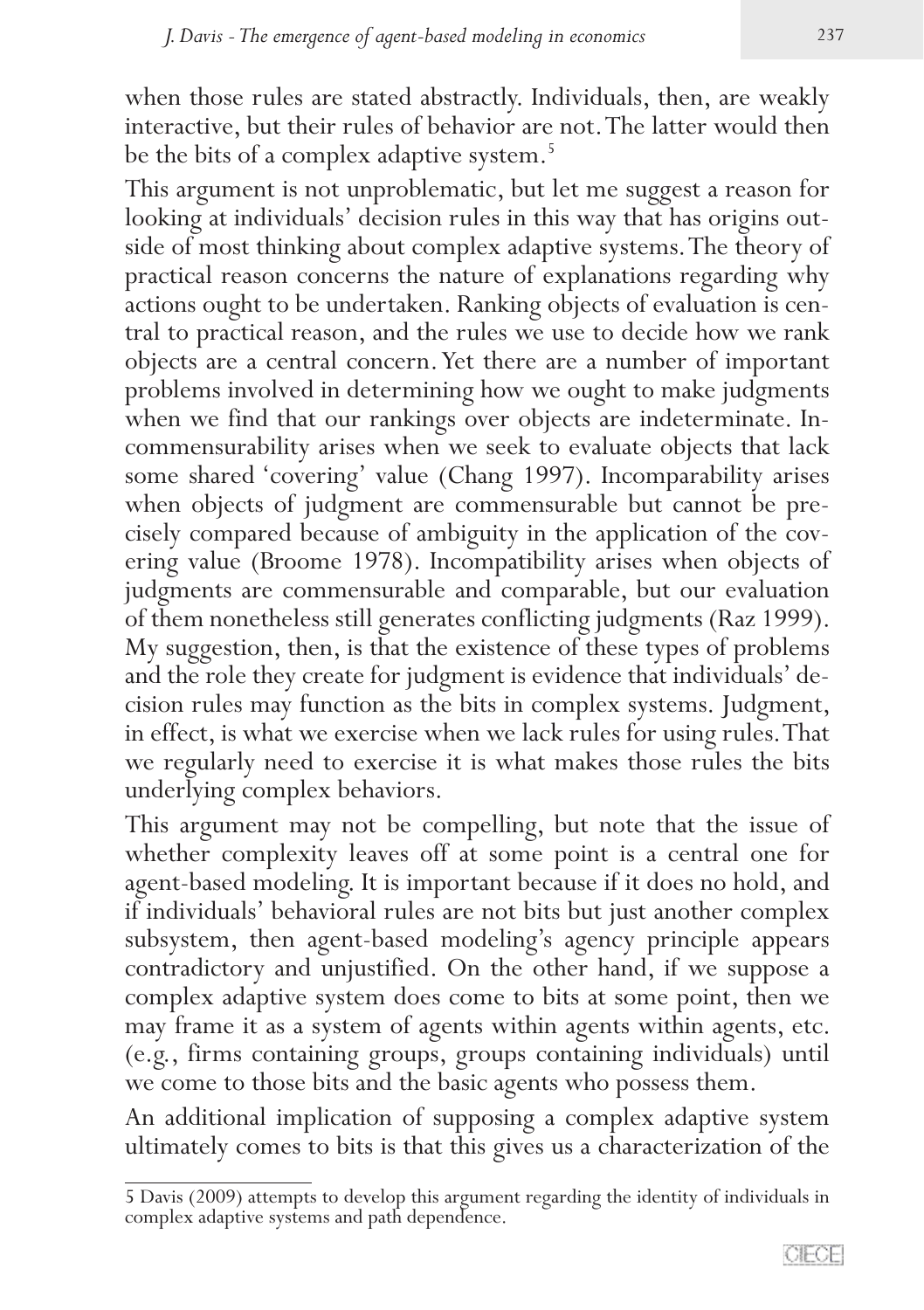when those rules are stated abstractly. Individuals, then, are weakly interactive, but their rules of behavior are not. The latter would then be the bits of a complex adaptive system.[5]

This argument is not unproblematic, but let me suggest a reason for looking at individuals' decision rules in this way that has origins outside of most thinking about complex adaptive systems. The theory of practical reason concerns the nature of explanations regarding why actions ought to be undertaken. Ranking objects of evaluation is central to practical reason, and the rules we use to decide how we rank objects are a central concern. Yet there are a number of important problems involved in determining how we ought to make judgments when we find that our rankings over objects are indeterminate. Incommensurability arises when we seek to evaluate objects that lack some shared 'covering' value (Chang 1997). Incomparability arises when objects of judgment are commensurable but cannot be precisely compared because of ambiguity in the application of the covering value (Broome 1978). Incompatibility arises when objects of judgments are commensurable and comparable, but our evaluation of them nonetheless still generates conflicting judgments (Raz 1999). My suggestion, then, is that the existence of these types of problems and the role they create for judgment is evidence that individuals' decision rules may function as the bits in complex systems. Judgment, in effect, is what we exercise when we lack rules for using rules. That we regularly need to exercise it is what makes those rules the bits underlying complex behaviors.

This argument may not be compelling, but note that the issue of whether complexity leaves off at some point is a central one for agent-based modeling. It is important because if it does no hold, and if individuals' behavioral rules are not bits but just another complex subsystem, then agent-based modeling's agency principle appears contradictory and unjustified. On the other hand, if we suppose a complex adaptive system does come to bits at some point, then we may frame it as a system of agents within agents within agents, etc. (e.g., firms containing groups, groups containing individuals) until we come to those bits and the basic agents who possess them.

An additional implication of supposing a complex adaptive system ultimately comes to bits is that this gives us a characterization of the

---

5 Davis (2009) attempts to develop this argument regarding the identity of individuals in complex adaptive systems and path dependence.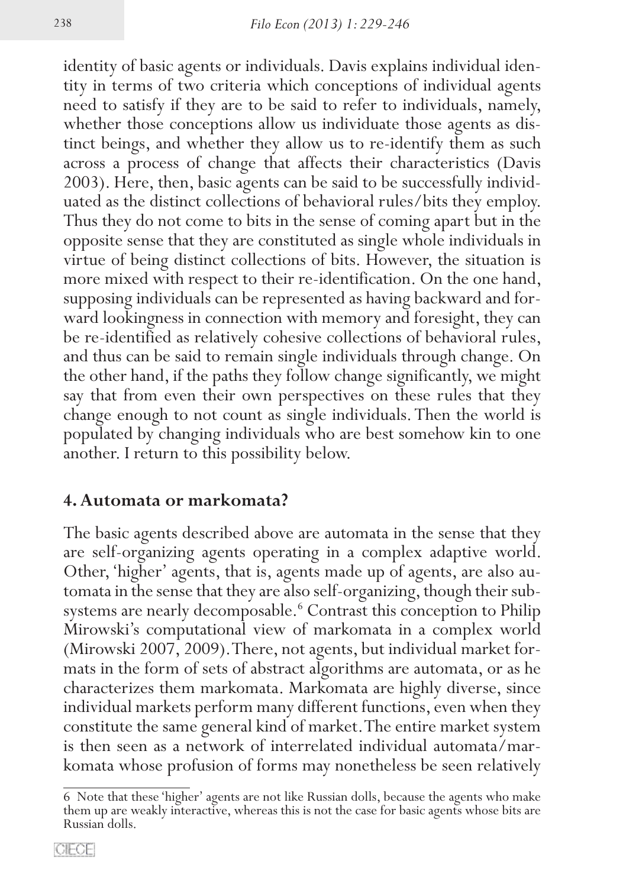identity of basic agents or individuals. Davis explains individual identity in terms of two criteria which conceptions of individual agents need to satisfy if they are to be said to refer to individuals, namely, whether those conceptions allow us individuate those agents as distinct beings, and whether they allow us to re-identify them as such across a process of change that affects their characteristics (Davis 2003). Here, then, basic agents can be said to be successfully individuated as the distinct collections of behavioral rules/bits they employ. Thus they do not come to bits in the sense of coming apart but in the opposite sense that they are constituted as single whole individuals in virtue of being distinct collections of bits. However, the situation is more mixed with respect to their re-identification. On the one hand, supposing individuals can be represented as having backward and forward lookingness in connection with memory and foresight, they can be re-identified as relatively cohesive collections of behavioral rules, and thus can be said to remain single individuals through change. On the other hand, if the paths they follow change significantly, we might say that from even their own perspectives on these rules that they change enough to not count as single individuals. Then the world is populated by changing individuals who are best somehow kin to one another. I return to this possibility below.

## 4. Automata or markomata?

The basic agents described above are automata in the sense that they are self-organizing agents operating in a complex adaptive world. Other, 'higher' agents, that is, agents made up of agents, are also automata in the sense that they are also self-organizing, though their subsystems are nearly decomposable.[6] Contrast this conception to Philip Mirowski's computational view of markomata in a complex world (Mirowski 2007, 2009). There, not agents, but individual market formats in the form of sets of abstract algorithms are automata, or as he characterizes them markomata. Markomata are highly diverse, since individual markets perform many different functions, even when they constitute the same general kind of market. The entire market system is then seen as a network of interrelated individual automata/markomata whose profusion of forms may nonetheless be seen relatively

6 Note that these 'higher' agents are not like Russian dolls, because the agents who make them up are weakly interactive, whereas this is not the case for basic agents whose bits are Russian dolls.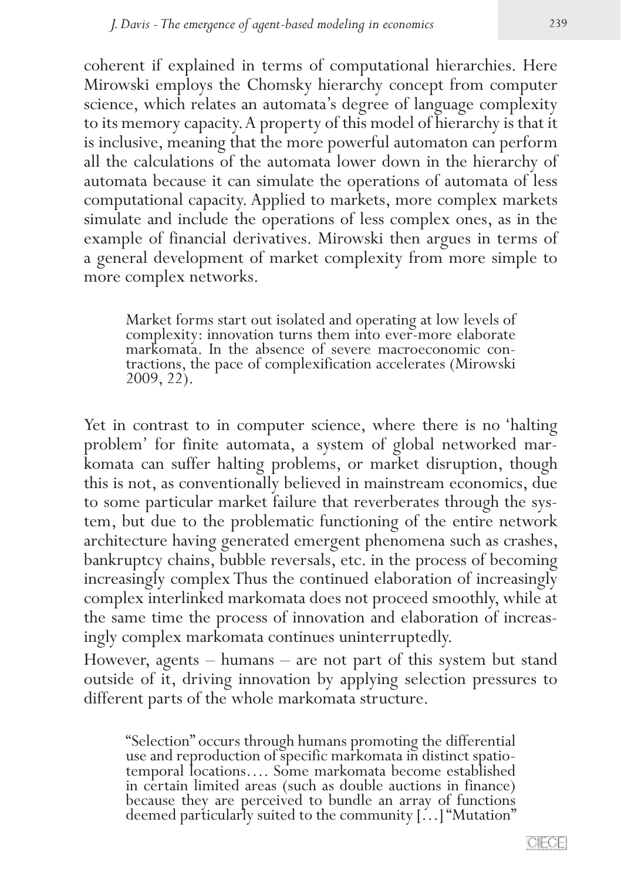coherent if explained in terms of computational hierarchies. Here Mirowski employs the Chomsky hierarchy concept from computer science, which relates an automata's degree of language complexity to its memory capacity. A property of this model of hierarchy is that it is inclusive, meaning that the more powerful automaton can perform all the calculations of the automata lower down in the hierarchy of automata because it can simulate the operations of automata of less computational capacity. Applied to markets, more complex markets simulate and include the operations of less complex ones, as in the example of financial derivatives. Mirowski then argues in terms of a general development of market complexity from more simple to more complex networks.

> Market forms start out isolated and operating at low levels of complexity: innovation turns them into ever-more elaborate markomata. In the absence of severe macroeconomic contractions, the pace of complexification accelerates (Mirowski 2009, 22).

Yet in contrast to in computer science, where there is no 'halting problem' for finite automata, a system of global networked markomata can suffer halting problems, or market disruption, though this is not, as conventionally believed in mainstream economics, due to some particular market failure that reverberates through the system, but due to the problematic functioning of the entire network architecture having generated emergent phenomena such as crashes, bankruptcy chains, bubble reversals, etc. in the process of becoming increasingly complex Thus the continued elaboration of increasingly complex interlinked markomata does not proceed smoothly, while at the same time the process of innovation and elaboration of increasingly complex markomata continues uninterruptedly.

However, agents – humans – are not part of this system but stand outside of it, driving innovation by applying selection pressures to different parts of the whole markomata structure.

> "Selection" occurs through humans promoting the differential use and reproduction of specific markomata in distinct spatio-temporal locations…. Some markomata become established in certain limited areas (such as double auctions in finance) because they are perceived to bundle an array of functions deemed particularly suited to the community […] "Mutation"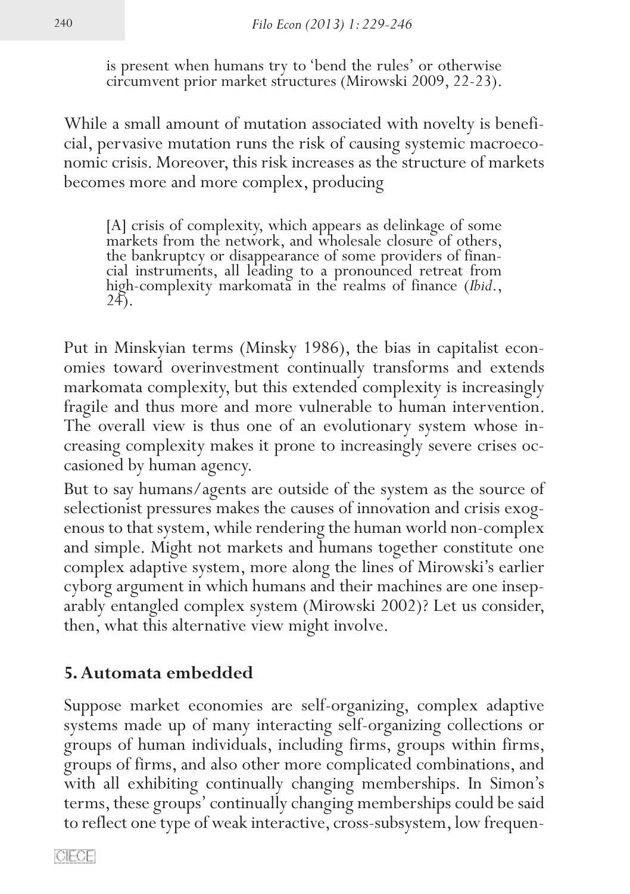is present when humans try to 'bend the rules' or otherwise circumvent prior market structures (Mirowski 2009, 22-23).

While a small amount of mutation associated with novelty is beneficial, pervasive mutation runs the risk of causing systemic macroeconomic crisis. Moreover, this risk increases as the structure of markets becomes more and more complex, producing

> [A] crisis of complexity, which appears as delinkage of some markets from the network, and wholesale closure of others, the bankruptcy or disappearance of some providers of financial instruments, all leading to a pronounced retreat from high-complexity markomata in the realms of finance (*Ibid.*, 24).

Put in Minskyian terms (Minsky 1986), the bias in capitalist economies toward overinvestment continually transforms and extends markomata complexity, but this extended complexity is increasingly fragile and thus more and more vulnerable to human intervention. The overall view is thus one of an evolutionary system whose increasing complexity makes it prone to increasingly severe crises occasioned by human agency.

But to say humans/agents are outside of the system as the source of selectionist pressures makes the causes of innovation and crisis exogenous to that system, while rendering the human world non-complex and simple. Might not markets and humans together constitute one complex adaptive system, more along the lines of Mirowski's earlier cyborg argument in which humans and their machines are one inseparably entangled complex system (Mirowski 2002)? Let us consider, then, what this alternative view might involve.

## 5. Automata embedded

Suppose market economies are self-organizing, complex adaptive systems made up of many interacting self-organizing collections or groups of human individuals, including firms, groups within firms, groups of firms, and also other more complicated combinations, and with all exhibiting continually changing memberships. In Simon's terms, these groups' continually changing memberships could be said to reflect one type of weak interactive, cross-subsystem, low frequen-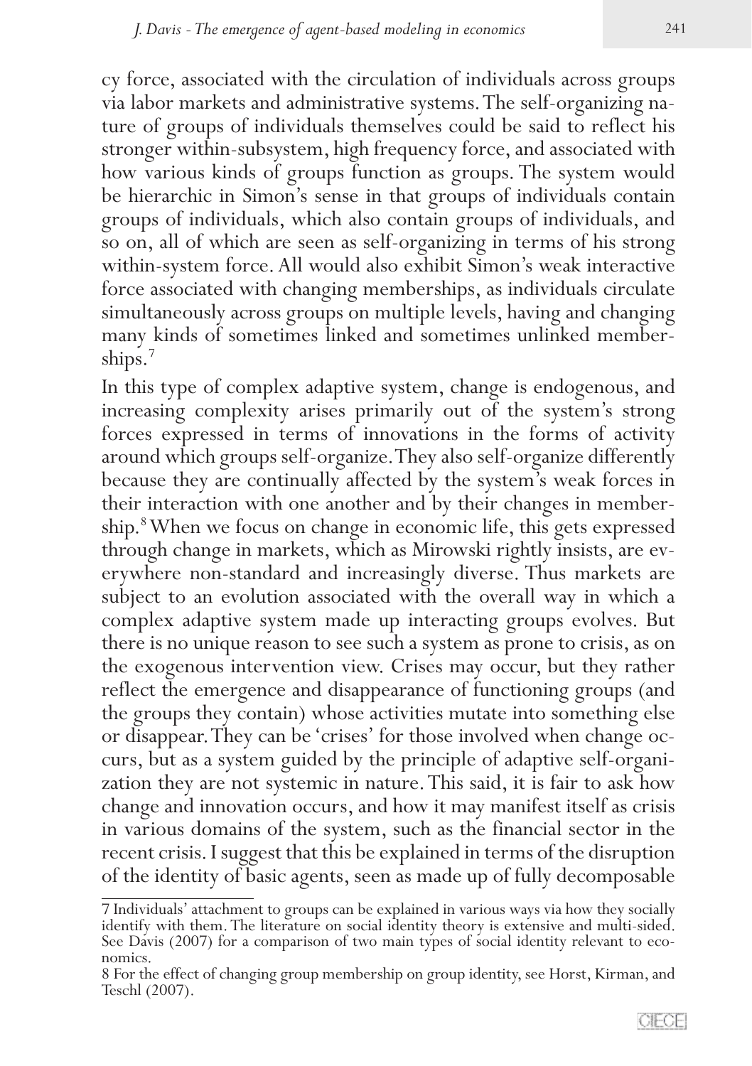cy force, associated with the circulation of individuals across groups via labor markets and administrative systems. The self-organizing nature of groups of individuals themselves could be said to reflect his stronger within-subsystem, high frequency force, and associated with how various kinds of groups function as groups. The system would be hierarchic in Simon's sense in that groups of individuals contain groups of individuals, which also contain groups of individuals, and so on, all of which are seen as self-organizing in terms of his strong within-system force. All would also exhibit Simon's weak interactive force associated with changing memberships, as individuals circulate simultaneously across groups on multiple levels, having and changing many kinds of sometimes linked and sometimes unlinked memberships.[7]

In this type of complex adaptive system, change is endogenous, and increasing complexity arises primarily out of the system's strong forces expressed in terms of innovations in the forms of activity around which groups self-organize. They also self-organize differently because they are continually affected by the system's weak forces in their interaction with one another and by their changes in membership.[8] When we focus on change in economic life, this gets expressed through change in markets, which as Mirowski rightly insists, are everywhere non-standard and increasingly diverse. Thus markets are subject to an evolution associated with the overall way in which a complex adaptive system made up interacting groups evolves. But there is no unique reason to see such a system as prone to crisis, as on the exogenous intervention view. Crises may occur, but they rather reflect the emergence and disappearance of functioning groups (and the groups they contain) whose activities mutate into something else or disappear. They can be 'crises' for those involved when change occurs, but as a system guided by the principle of adaptive self-organization they are not systemic in nature. This said, it is fair to ask how change and innovation occurs, and how it may manifest itself as crisis in various domains of the system, such as the financial sector in the recent crisis. I suggest that this be explained in terms of the disruption of the identity of basic agents, seen as made up of fully decomposable

---

7 Individuals' attachment to groups can be explained in various ways via how they socially identify with them. The literature on social identity theory is extensive and multi-sided. See Davis (2007) for a comparison of two main types of social identity relevant to economics.

8 For the effect of changing group membership on group identity, see Horst, Kirman, and Teschl (2007).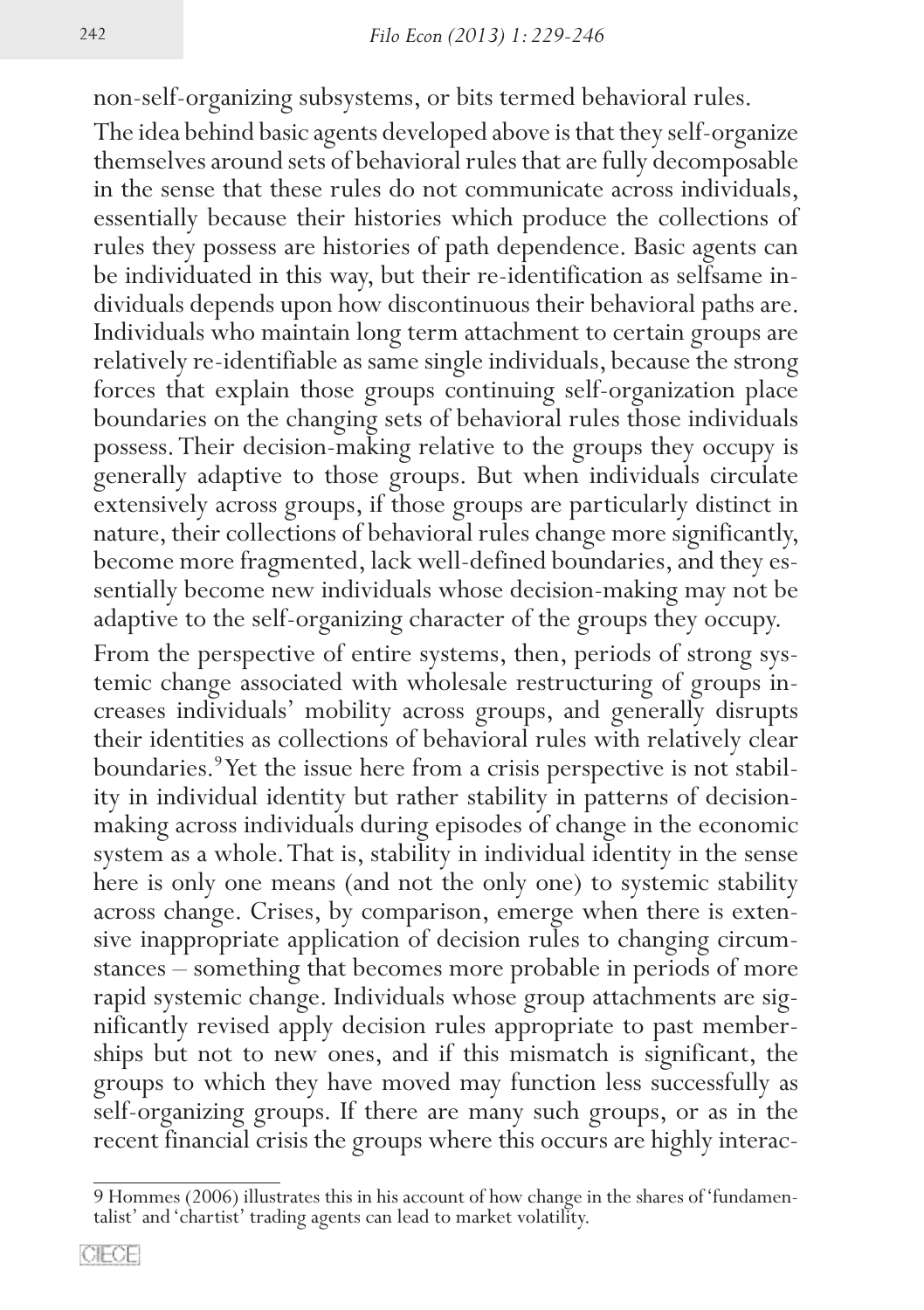non-self-organizing subsystems, or bits termed behavioral rules.

The idea behind basic agents developed above is that they self-organize themselves around sets of behavioral rules that are fully decomposable in the sense that these rules do not communicate across individuals, essentially because their histories which produce the collections of rules they possess are histories of path dependence. Basic agents can be individuated in this way, but their re-identification as selfsame individuals depends upon how discontinuous their behavioral paths are. Individuals who maintain long term attachment to certain groups are relatively re-identifiable as same single individuals, because the strong forces that explain those groups continuing self-organization place boundaries on the changing sets of behavioral rules those individuals possess. Their decision-making relative to the groups they occupy is generally adaptive to those groups. But when individuals circulate extensively across groups, if those groups are particularly distinct in nature, their collections of behavioral rules change more significantly, become more fragmented, lack well-defined boundaries, and they essentially become new individuals whose decision-making may not be adaptive to the self-organizing character of the groups they occupy.

From the perspective of entire systems, then, periods of strong systemic change associated with wholesale restructuring of groups increases individuals' mobility across groups, and generally disrupts their identities as collections of behavioral rules with relatively clear boundaries.[9] Yet the issue here from a crisis perspective is not stability in individual identity but rather stability in patterns of decision-making across individuals during episodes of change in the economic system as a whole. That is, stability in individual identity in the sense here is only one means (and not the only one) to systemic stability across change. Crises, by comparison, emerge when there is extensive inappropriate application of decision rules to changing circumstances – something that becomes more probable in periods of more rapid systemic change. Individuals whose group attachments are significantly revised apply decision rules appropriate to past memberships but not to new ones, and if this mismatch is significant, the groups to which they have moved may function less successfully as self-organizing groups. If there are many such groups, or as in the recent financial crisis the groups where this occurs are highly interac-

---

9 Hommes (2006) illustrates this in his account of how change in the shares of 'fundamentalist' and 'chartist' trading agents can lead to market volatility.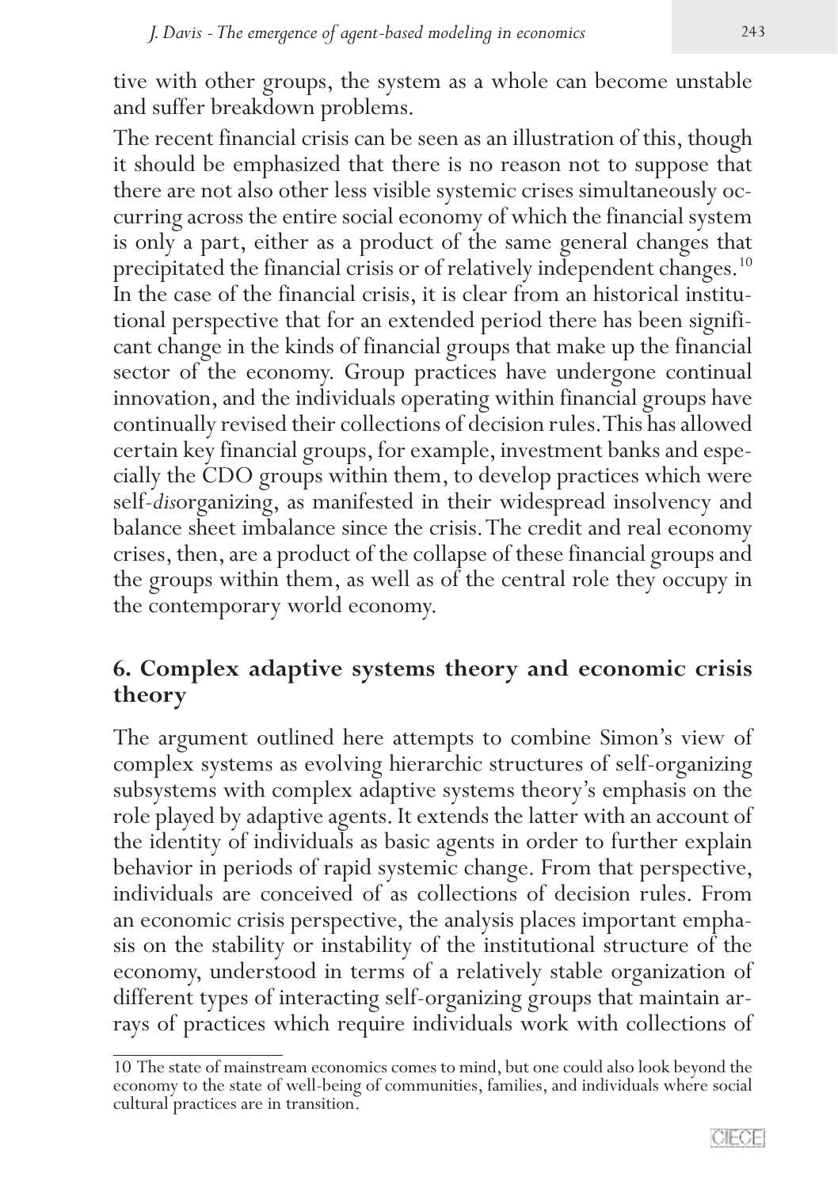tive with other groups, the system as a whole can become unstable and suffer breakdown problems.

The recent financial crisis can be seen as an illustration of this, though it should be emphasized that there is no reason not to suppose that there are not also other less visible systemic crises simultaneously occurring across the entire social economy of which the financial system is only a part, either as a product of the same general changes that precipitated the financial crisis or of relatively independent changes.[10] In the case of the financial crisis, it is clear from an historical institutional perspective that for an extended period there has been significant change in the kinds of financial groups that make up the financial sector of the economy. Group practices have undergone continual innovation, and the individuals operating within financial groups have continually revised their collections of decision rules. This has allowed certain key financial groups, for example, investment banks and especially the CDO groups within them, to develop practices which were self-*dis*organizing, as manifested in their widespread insolvency and balance sheet imbalance since the crisis. The credit and real economy crises, then, are a product of the collapse of these financial groups and the groups within them, as well as of the central role they occupy in the contemporary world economy.

## 6. Complex adaptive systems theory and economic crisis theory

The argument outlined here attempts to combine Simon's view of complex systems as evolving hierarchic structures of self-organizing subsystems with complex adaptive systems theory's emphasis on the role played by adaptive agents. It extends the latter with an account of the identity of individuals as basic agents in order to further explain behavior in periods of rapid systemic change. From that perspective, individuals are conceived of as collections of decision rules. From an economic crisis perspective, the analysis places important emphasis on the stability or instability of the institutional structure of the economy, understood in terms of a relatively stable organization of different types of interacting self-organizing groups that maintain arrays of practices which require individuals work with collections of

10 The state of mainstream economics comes to mind, but one could also look beyond the economy to the state of well-being of communities, families, and individuals where social cultural practices are in transition.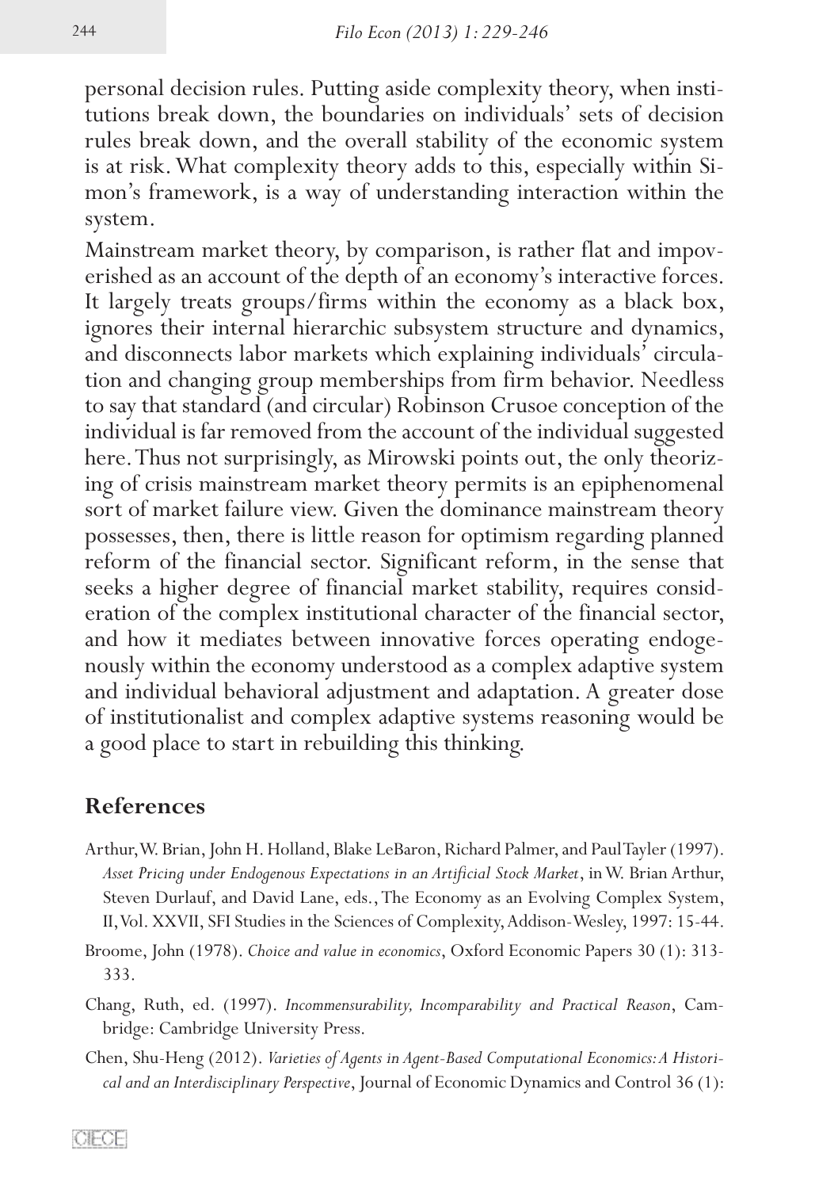personal decision rules. Putting aside complexity theory, when institutions break down, the boundaries on individuals' sets of decision rules break down, and the overall stability of the economic system is at risk. What complexity theory adds to this, especially within Simon's framework, is a way of understanding interaction within the system.

Mainstream market theory, by comparison, is rather flat and impoverished as an account of the depth of an economy's interactive forces. It largely treats groups/firms within the economy as a black box, ignores their internal hierarchic subsystem structure and dynamics, and disconnects labor markets which explaining individuals' circulation and changing group memberships from firm behavior. Needless to say that standard (and circular) Robinson Crusoe conception of the individual is far removed from the account of the individual suggested here. Thus not surprisingly, as Mirowski points out, the only theorizing of crisis mainstream market theory permits is an epiphenomenal sort of market failure view. Given the dominance mainstream theory possesses, then, there is little reason for optimism regarding planned reform of the financial sector. Significant reform, in the sense that seeks a higher degree of financial market stability, requires consideration of the complex institutional character of the financial sector, and how it mediates between innovative forces operating endogenously within the economy understood as a complex adaptive system and individual behavioral adjustment and adaptation. A greater dose of institutionalist and complex adaptive systems reasoning would be a good place to start in rebuilding this thinking.

## References

Arthur, W. Brian, John H. Holland, Blake LeBaron, Richard Palmer, and Paul Tayler (1997). *Asset Pricing under Endogenous Expectations in an Artificial Stock Market*, in W. Brian Arthur, Steven Durlauf, and David Lane, eds., The Economy as an Evolving Complex System, II, Vol. XXVII, SFI Studies in the Sciences of Complexity, Addison-Wesley, 1997: 15-44.

Broome, John (1978). *Choice and value in economics*, Oxford Economic Papers 30 (1): 313-333.

Chang, Ruth, ed. (1997). *Incommensurability, Incomparability and Practical Reason*, Cambridge: Cambridge University Press.

Chen, Shu-Heng (2012). *Varieties of Agents in Agent-Based Computational Economics: A Historical and an Interdisciplinary Perspective*, Journal of Economic Dynamics and Control 36 (1):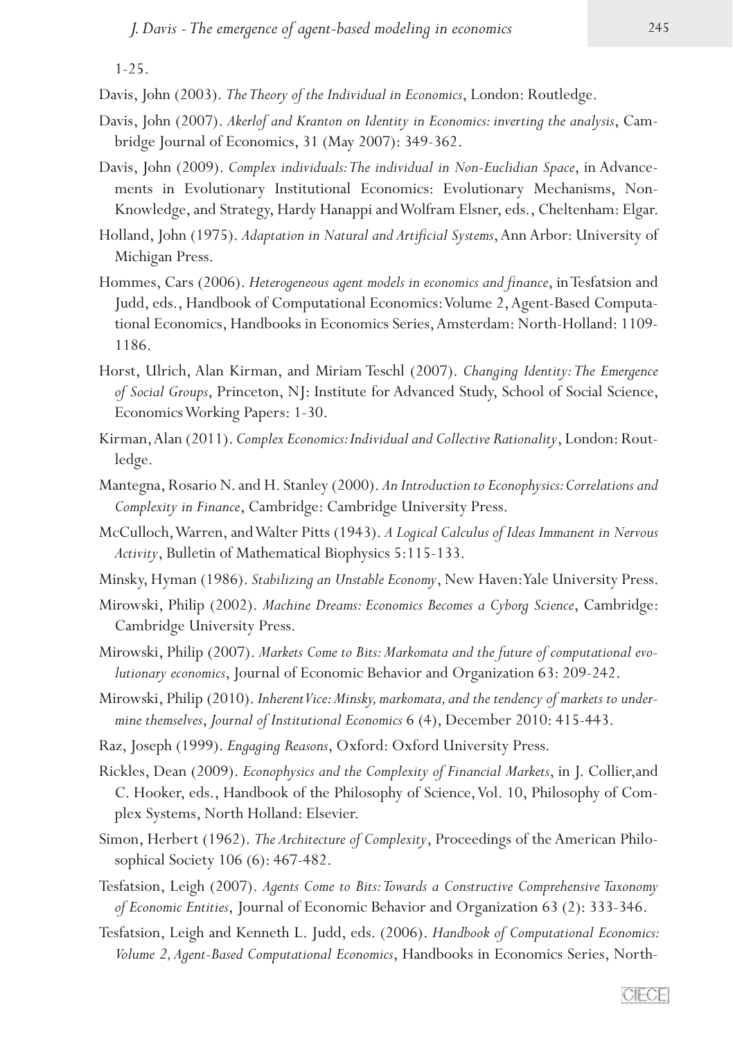1-25.

Davis, John (2003). *The Theory of the Individual in Economics*, London: Routledge.

Davis, John (2007). *Akerlof and Kranton on Identity in Economics: inverting the analysis*, Cambridge Journal of Economics, 31 (May 2007): 349-362.

Davis, John (2009). *Complex individuals: The individual in Non-Euclidian Space*, in Advancements in Evolutionary Institutional Economics: Evolutionary Mechanisms, Non-Knowledge, and Strategy, Hardy Hanappi and Wolfram Elsner, eds., Cheltenham: Elgar.

Holland, John (1975). *Adaptation in Natural and Artificial Systems*, Ann Arbor: University of Michigan Press.

Hommes, Cars (2006). *Heterogeneous agent models in economics and finance*, in Tesfatsion and Judd, eds., Handbook of Computational Economics: Volume 2, Agent-Based Computational Economics, Handbooks in Economics Series, Amsterdam: North-Holland: 1109-1186.

Horst, Ulrich, Alan Kirman, and Miriam Teschl (2007). *Changing Identity: The Emergence of Social Groups*, Princeton, NJ: Institute for Advanced Study, School of Social Science, Economics Working Papers: 1-30.

Kirman, Alan (2011). *Complex Economics: Individual and Collective Rationality*, London: Routledge.

Mantegna, Rosario N. and H. Stanley (2000). *An Introduction to Econophysics: Correlations and Complexity in Finance*, Cambridge: Cambridge University Press.

McCulloch, Warren, and Walter Pitts (1943). *A Logical Calculus of Ideas Immanent in Nervous Activity*, Bulletin of Mathematical Biophysics 5:115-133.

Minsky, Hyman (1986). *Stabilizing an Unstable Economy*, New Haven: Yale University Press.

Mirowski, Philip (2002). *Machine Dreams: Economics Becomes a Cyborg Science*, Cambridge: Cambridge University Press.

Mirowski, Philip (2007). *Markets Come to Bits: Markomata and the future of computational evolutionary economics*, Journal of Economic Behavior and Organization 63: 209-242.

Mirowski, Philip (2010). *Inherent Vice: Minsky, markomata, and the tendency of markets to undermine themselves*, *Journal of Institutional Economics* 6 (4), December 2010: 415-443.

Raz, Joseph (1999). *Engaging Reasons*, Oxford: Oxford University Press.

Rickles, Dean (2009). *Econophysics and the Complexity of Financial Markets*, in J. Collier,and C. Hooker, eds., Handbook of the Philosophy of Science, Vol. 10, Philosophy of Complex Systems, North Holland: Elsevier.

Simon, Herbert (1962). *The Architecture of Complexity*, Proceedings of the American Philosophical Society 106 (6): 467-482.

Tesfatsion, Leigh (2007). *Agents Come to Bits: Towards a Constructive Comprehensive Taxonomy of Economic Entities*, Journal of Economic Behavior and Organization 63 (2): 333-346.

Tesfatsion, Leigh and Kenneth L. Judd, eds. (2006). *Handbook of Computational Economics: Volume 2, Agent-Based Computational Economics*, Handbooks in Economics Series, North-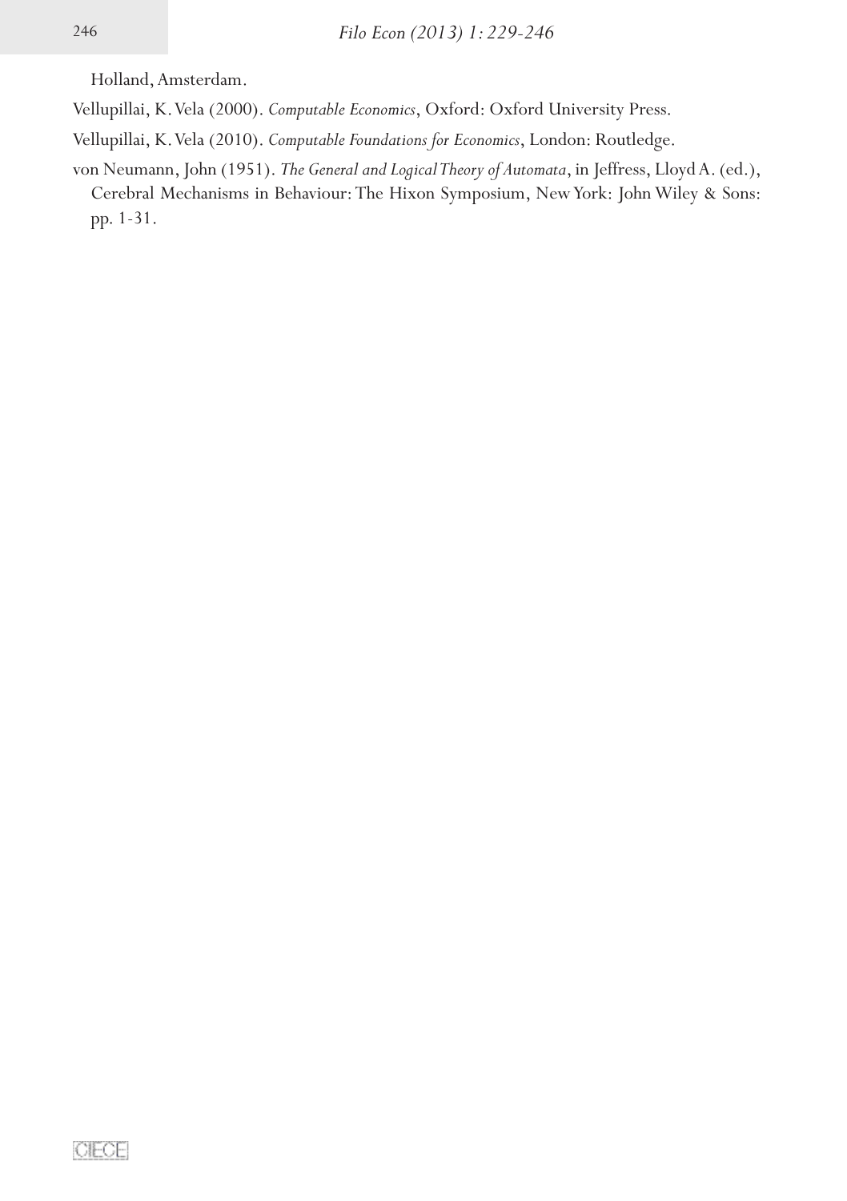Holland, Amsterdam.

Vellupillai, K. Vela (2000). *Computable Economics*, Oxford: Oxford University Press.

Vellupillai, K. Vela (2010). *Computable Foundations for Economics*, London: Routledge.

von Neumann, John (1951). *The General and Logical Theory of Automata*, in Jeffress, Lloyd A. (ed.), Cerebral Mechanisms in Behaviour: The Hixon Symposium, New York: John Wiley & Sons: pp. 1-31.